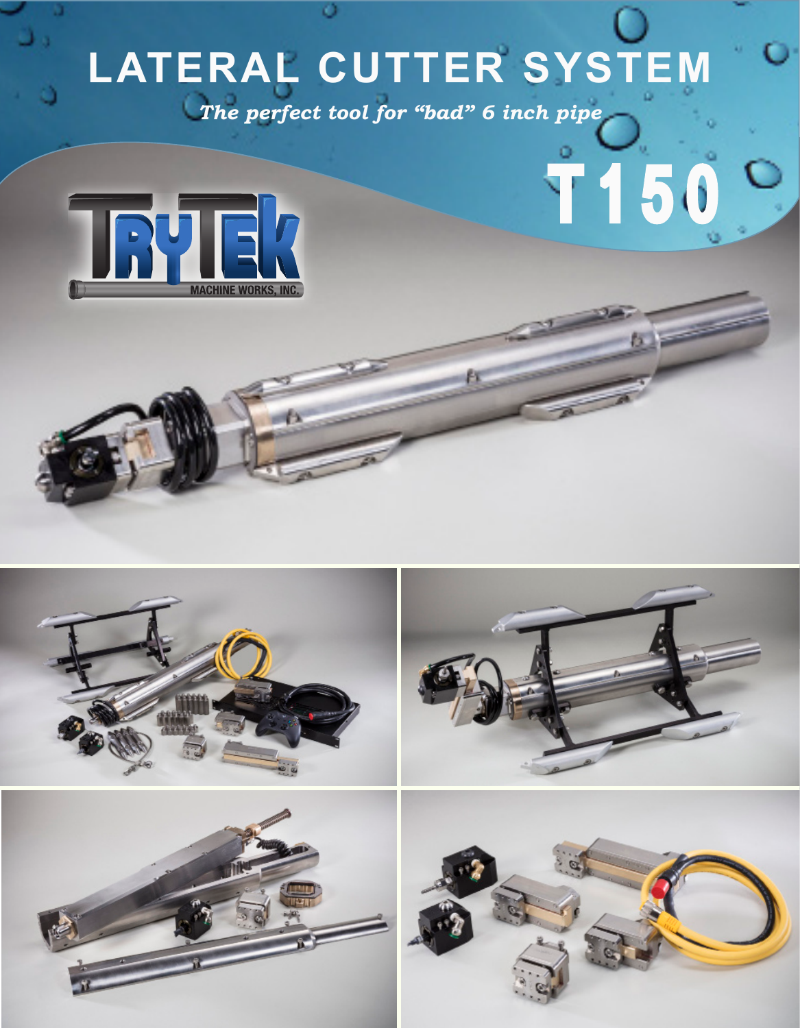# LATERAL CUTTER SYSTEM

*The perfect tool for "bad" 6 inch pipe*

# T150

TRYTEK MACHINE WORKS, INC.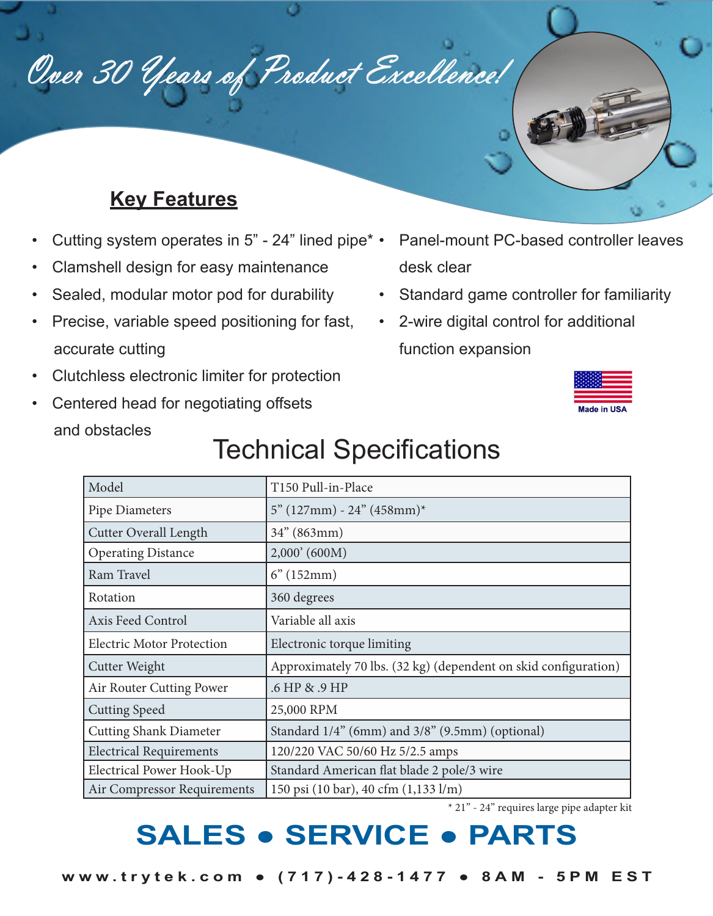*Over 30 Years of Product Excellence!*

## Key Features

- Cutting system operates in 5" - 24" lined pipe*
- Clamshell design for easy maintenance
- Sealed, modular motor pod for durability
- Precise, variable speed positioning for fast, accurate cutting
- Clutchless electronic limiter for protection
- Centered head for negotiating offsets and obstacles
- Panel-mount PC-based controller leaves desk clear
- Standard game controller for familiarity
- 2-wire digital control for additional function expansion

Made in USA

# Technical Specifications

| | |
|---|---|
| Model | T150 Pull-in-Place |
| Pipe Diameters | 5" (127mm) - 24" (458mm)* |
| Cutter Overall Length | 34" (863mm) |
| Operating Distance | 2,000' (600M) |
| Ram Travel | 6" (152mm) |
| Rotation | 360 degrees |
| Axis Feed Control | Variable all axis |
| Electric Motor Protection | Electronic torque limiting |
| Cutter Weight | Approximately 70 lbs. (32 kg) (dependent on skid configuration) |
| Air Router Cutting Power | .6 HP & .9 HP |
| Cutting Speed | 25,000 RPM |
| Cutting Shank Diameter | Standard 1/4" (6mm) and 3/8" (9.5mm) (optional) |
| Electrical Requirements | 120/220 VAC 50/60 Hz 5/2.5 amps |
| Electrical Power Hook-Up | Standard American flat blade 2 pole/3 wire |
| Air Compressor Requirements | 150 psi (10 bar), 40 cfm (1,133 l/m) |

* 21" - 24" requires large pipe adapter kit

**SALES • SERVICE • PARTS**

**www.trytek.com • (717)-428-1477 • 8AM - 5PM EST**